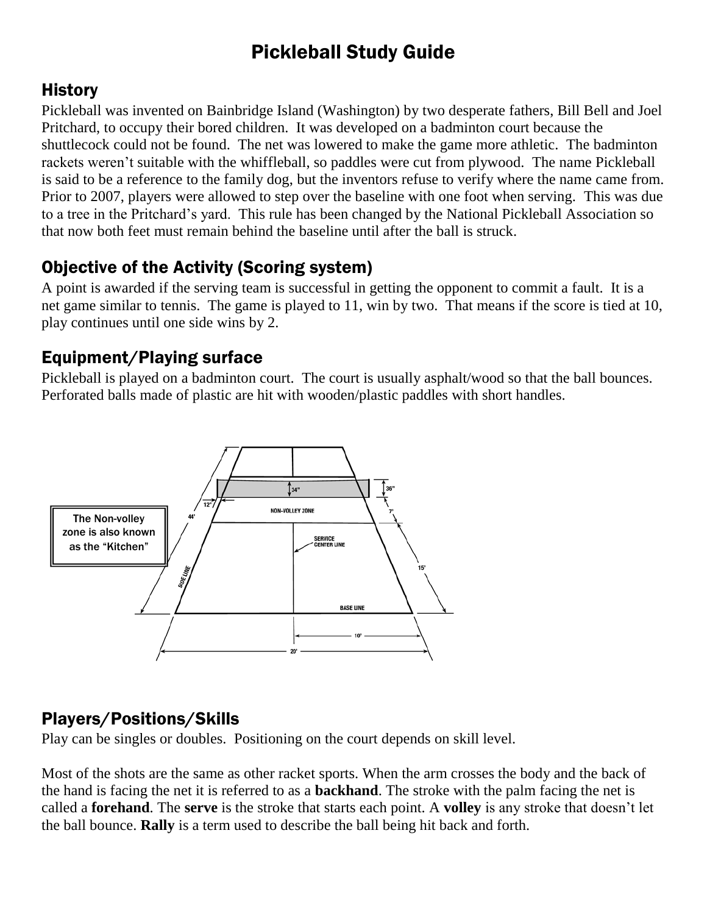# Pickleball Study Guide

## History

Pickleball was invented on Bainbridge Island (Washington) by two desperate fathers, Bill Bell and Joel Pritchard, to occupy their bored children. It was developed on a badminton court because the shuttlecock could not be found. The net was lowered to make the game more athletic. The badminton rackets weren't suitable with the whiffleball, so paddles were cut from plywood. The name Pickleball is said to be a reference to the family dog, but the inventors refuse to verify where the name came from. Prior to 2007, players were allowed to step over the baseline with one foot when serving. This was due to a tree in the Pritchard's yard. This rule has been changed by the National Pickleball Association so that now both feet must remain behind the baseline until after the ball is struck.

## Objective of the Activity (Scoring system)

A point is awarded if the serving team is successful in getting the opponent to commit a fault. It is a net game similar to tennis. The game is played to 11, win by two. That means if the score is tied at 10, play continues until one side wins by 2.

## Equipment/Playing surface

Pickleball is played on a badminton court. The court is usually asphalt/wood so that the ball bounces. Perforated balls made of plastic are hit with wooden/plastic paddles with short handles.

The Non-volley zone is also known as the "Kitchen"

## Players/Positions/Skills

Play can be singles or doubles. Positioning on the court depends on skill level.

Most of the shots are the same as other racket sports. When the arm crosses the body and the back of the hand is facing the net it is referred to as a **backhand**. The stroke with the palm facing the net is called a **forehand**. The **serve** is the stroke that starts each point. A **volley** is any stroke that doesn't let the ball bounce. **Rally** is a term used to describe the ball being hit back and forth.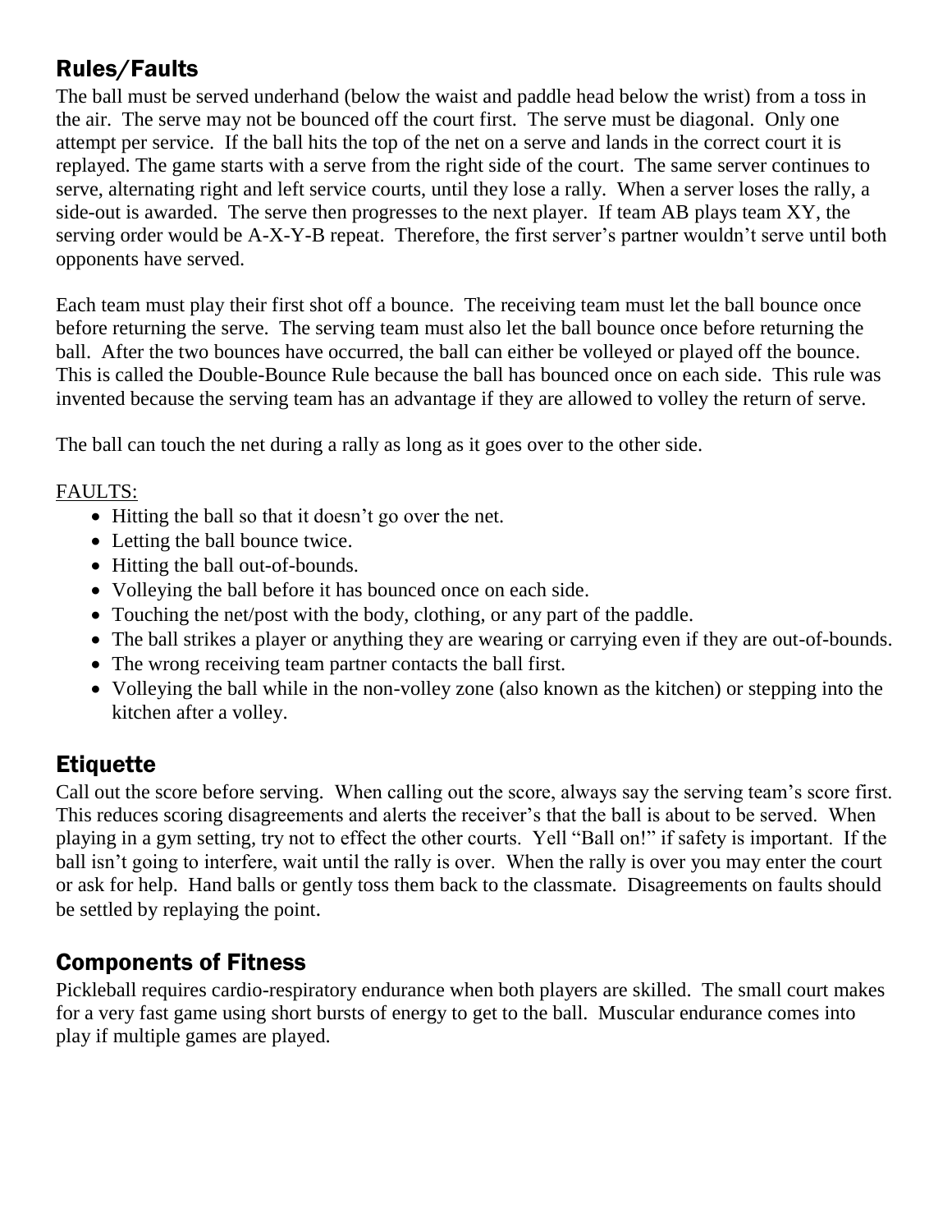## Rules/Faults

The ball must be served underhand (below the waist and paddle head below the wrist) from a toss in the air. The serve may not be bounced off the court first. The serve must be diagonal. Only one attempt per service. If the ball hits the top of the net on a serve and lands in the correct court it is replayed. The game starts with a serve from the right side of the court. The same server continues to serve, alternating right and left service courts, until they lose a rally. When a server loses the rally, a side-out is awarded. The serve then progresses to the next player. If team AB plays team XY, the serving order would be A-X-Y-B repeat. Therefore, the first server's partner wouldn't serve until both opponents have served.

Each team must play their first shot off a bounce. The receiving team must let the ball bounce once before returning the serve. The serving team must also let the ball bounce once before returning the ball. After the two bounces have occurred, the ball can either be volleyed or played off the bounce. This is called the Double-Bounce Rule because the ball has bounced once on each side. This rule was invented because the serving team has an advantage if they are allowed to volley the return of serve.

The ball can touch the net during a rally as long as it goes over to the other side.

FAULTS:

- Hitting the ball so that it doesn't go over the net.
- Letting the ball bounce twice.
- Hitting the ball out-of-bounds.
- Volleying the ball before it has bounced once on each side.
- Touching the net/post with the body, clothing, or any part of the paddle.
- The ball strikes a player or anything they are wearing or carrying even if they are out-of-bounds.
- The wrong receiving team partner contacts the ball first.
- Volleying the ball while in the non-volley zone (also known as the kitchen) or stepping into the kitchen after a volley.

## Etiquette

Call out the score before serving. When calling out the score, always say the serving team's score first. This reduces scoring disagreements and alerts the receiver's that the ball is about to be served. When playing in a gym setting, try not to effect the other courts. Yell "Ball on!" if safety is important. If the ball isn't going to interfere, wait until the rally is over. When the rally is over you may enter the court or ask for help. Hand balls or gently toss them back to the classmate. Disagreements on faults should be settled by replaying the point.

## Components of Fitness

Pickleball requires cardio-respiratory endurance when both players are skilled. The small court makes for a very fast game using short bursts of energy to get to the ball. Muscular endurance comes into play if multiple games are played.